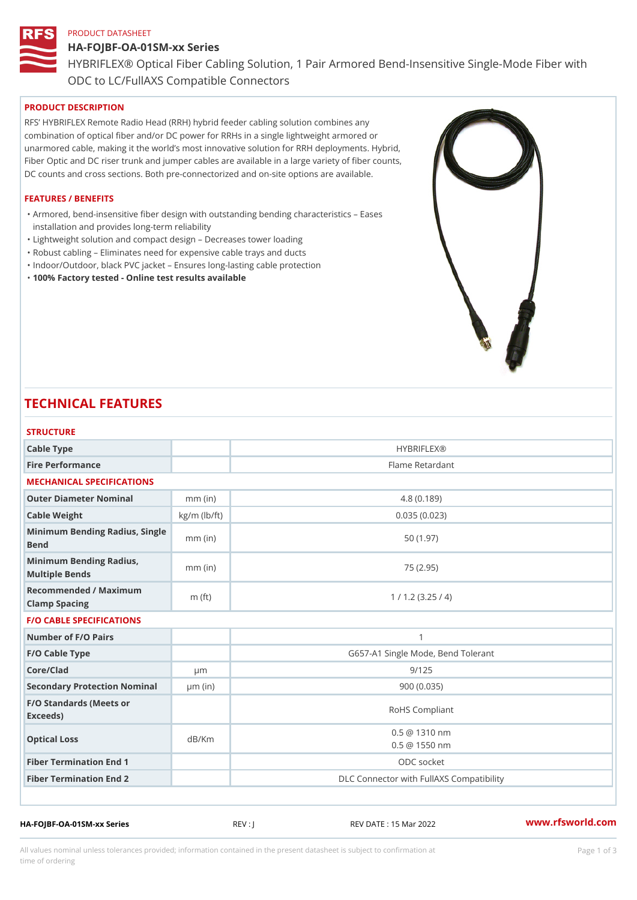PRODUCT DATASHEET

# HA-FOJBF-OA-01SM-xx Series

HYBRIFLEX® Optical Fiber Cabling Solution, 1 Pair Armored Bend-Insensitive Single-Mode Fiber with ODC to LC/FullAXS Compatible Connectors

## PRODUCT DESCRIPTION

RFS' HYBRIFLEX Remote Radio Head (RRH) hybrid feeder cabling solution combines any combination of optical fiber and/or DC power for RRHs in a single lightweight armored or unarmored cable, making it the world's most innovative solution for RRH deployments. Hybrid, Fiber Optic and DC riser trunk and jumper cables are available in a large variety of fiber counts, DC counts and cross sections. Both pre-connectorized and on-site options are available.

## FEATURES / BENEFITS

- Armored, bend-insensitive fiber design with outstanding bending characteristics – Eases installation and provides long-term reliability
- Lightweight solution and compact design – Decreases tower loading
- Robust cabling – Eliminates need for expensive cable trays and ducts
- Indoor/Outdoor, black PVC jacket – Ensures long-lasting cable protection
- **100% Factory tested - Online test results available**

# TECHNICAL FEATURES

### STRUCTURE

| | | |
|---|---|---|
| **Cable Type** | | HYBRIFLEX® |
| **Fire Performance** | | Flame Retardant |

### MECHANICAL SPECIFICATIONS

| | | |
|---|---|---|
| **Outer Diameter Nominal** | mm (in) | 4.8 (0.189) |
| **Cable Weight** | kg/m (lb/ft) | 0.035 (0.023) |
| **Minimum Bending Radius, Single Bend** | mm (in) | 50 (1.97) |
| **Minimum Bending Radius, Multiple Bends** | mm (in) | 75 (2.95) |
| **Recommended / Maximum Clamp Spacing** | m (ft) | 1 / 1.2 (3.25 / 4) |

### F/O CABLE SPECIFICATIONS

| | | |
|---|---|---|
| **Number of F/O Pairs** | | 1 |
| **F/O Cable Type** | | G657-A1 Single Mode, Bend Tolerant |
| **Core/Clad** | μm | 9/125 |
| **Secondary Protection Nominal** | μm (in) | 900 (0.035) |
| **F/O Standards (Meets or Exceeds)** | | RoHS Compliant |
| **Optical Loss** | dB/Km | 0.5 @ 1310 nm<br>0.5 @ 1550 nm |
| **Fiber Termination End 1** | | ODC socket |
| **Fiber Termination End 2** | | DLC Connector with FullAXS Compatibility |

HA-FOJBF-OA-01SM-xx Series REV : J REV DATE : 15 Mar 2022 www.rfsworld.com

All values nominal unless tolerances provided; information contained in the present datasheet is subject to confirmation at time of ordering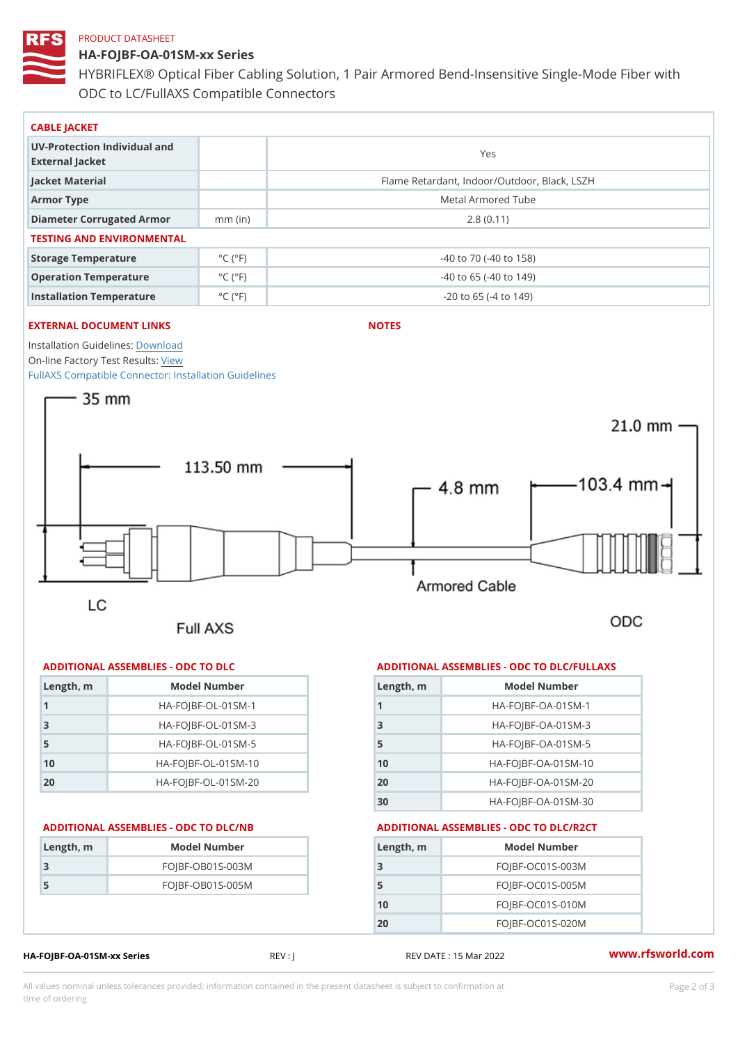PRODUCT DATASHEET

# HA-FOJBF-OA-01SM-xx Series

HYBRIFLEX® Optical Fiber Cabling Solution, 1 Pair Armored Bend-Insensitive Single-Mode Fiber with ODC to LC/FullAXS Compatible Connectors

## CABLE JACKET

| | | |
|---|---|---|
| UV-Protection Individual and External Jacket | | Yes |
| Jacket Material | | Flame Retardant, Indoor/Outdoor, Black, LSZH |
| Armor Type | | Metal Armored Tube |
| Diameter Corrugated Armor | mm (in) | 2.8 (0.11) |

## TESTING AND ENVIRONMENTAL

| | | |
|---|---|---|
| Storage Temperature | °C (°F) | -40 to 70 (-40 to 158) |
| Operation Temperature | °C (°F) | -40 to 65 (-40 to 149) |
| Installation Temperature | °C (°F) | -20 to 65 (-4 to 149) |

## EXTERNAL DOCUMENT LINKS

Installation Guidelines: Download
On-line Factory Test Results: View
FullAXS Compatible Connector: Installation Guidelines

## NOTES

35 mm
113.50 mm
4.8 mm
103.4 mm
21.0 mm
Armored Cable
LC
Full AXS
ODC

## ADDITIONAL ASSEMBLIES - ODC TO DLC

| Length, m | Model Number |
|---|---|
| 1 | HA-FOJBF-OL-01SM-1 |
| 3 | HA-FOJBF-OL-01SM-3 |
| 5 | HA-FOJBF-OL-01SM-5 |
| 10 | HA-FOJBF-OL-01SM-10 |
| 20 | HA-FOJBF-OL-01SM-20 |

## ADDITIONAL ASSEMBLIES - ODC TO DLC/FULLAXS

| Length, m | Model Number |
|---|---|
| 1 | HA-FOJBF-OA-01SM-1 |
| 3 | HA-FOJBF-OA-01SM-3 |
| 5 | HA-FOJBF-OA-01SM-5 |
| 10 | HA-FOJBF-OA-01SM-10 |
| 20 | HA-FOJBF-OA-01SM-20 |
| 30 | HA-FOJBF-OA-01SM-30 |

## ADDITIONAL ASSEMBLIES - ODC TO DLC/NB

| Length, m | Model Number |
|---|---|
| 3 | FOJBF-OB01S-003M |
| 5 | FOJBF-OB01S-005M |

## ADDITIONAL ASSEMBLIES - ODC TO DLC/R2CT

| Length, m | Model Number |
|---|---|
| 3 | FOJBF-OC01S-003M |
| 5 | FOJBF-OC01S-005M |
| 10 | FOJBF-OC01S-010M |
| 20 | FOJBF-OC01S-020M |

HA-FOJBF-OA-01SM-xx Series | REV : J | REV DATE : 15 Mar 2022 | www.rfsworld.com

All values nominal unless tolerances provided; information contained in the present datasheet is subject to confirmation at time of ordering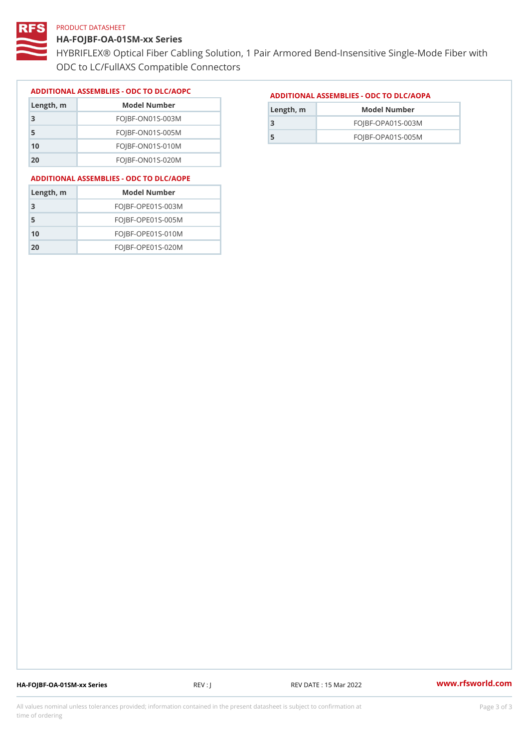PRODUCT DATASHEET

# HA-FOJBF-OA-01SM-xx Series

HYBRIFLEX® Optical Fiber Cabling Solution, 1 Pair Armored Bend-Insensitive Single-Mode Fiber with ODC to LC/FullAXS Compatible Connectors

### ADDITIONAL ASSEMBLIES - ODC TO DLC/AOPC

| Length, m | Model Number |
|---|---|
| 3 | FOJBF-ON01S-003M |
| 5 | FOJBF-ON01S-005M |
| 10 | FOJBF-ON01S-010M |
| 20 | FOJBF-ON01S-020M |

### ADDITIONAL ASSEMBLIES - ODC TO DLC/AOPE

| Length, m | Model Number |
|---|---|
| 3 | FOJBF-OPE01S-003M |
| 5 | FOJBF-OPE01S-005M |
| 10 | FOJBF-OPE01S-010M |
| 20 | FOJBF-OPE01S-020M |

### ADDITIONAL ASSEMBLIES - ODC TO DLC/AOPA

| Length, m | Model Number |
|---|---|
| 3 | FOJBF-OPA01S-003M |
| 5 | FOJBF-OPA01S-005M |

HA-FOJBF-OA-01SM-xx Series REV : J REV DATE : 15 Mar 2022 www.rfsworld.com

All values nominal unless tolerances provided; information contained in the present datasheet is subject to confirmation at time of ordering